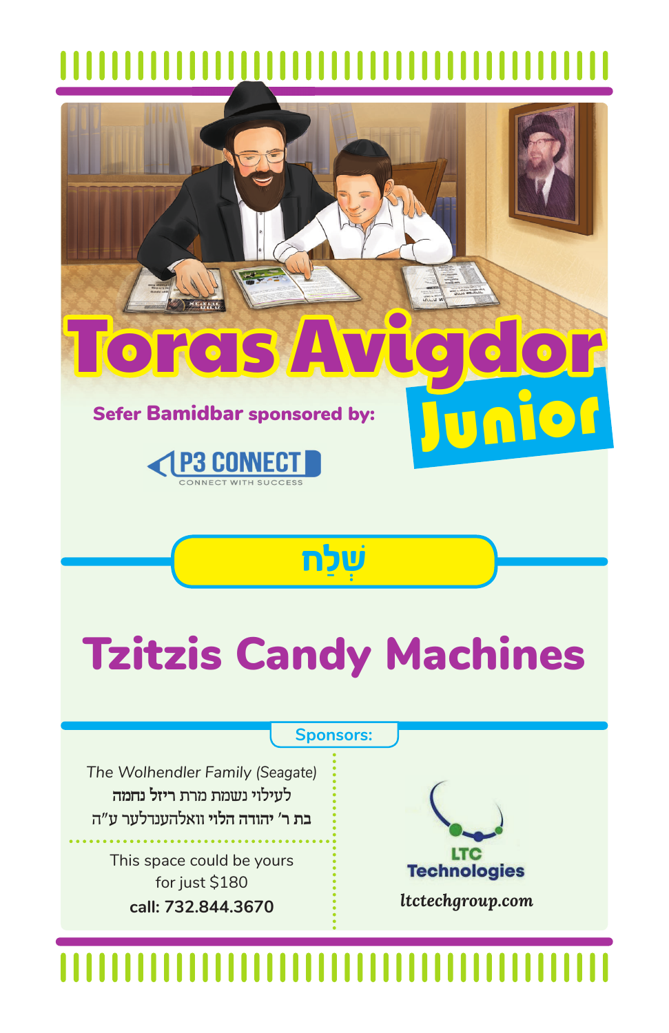# Toras Avigdor Junior

**Sefer Bamidbar sponsored by:**

P3 CONNECT
CONNECT WITH SUCCESS

## שְׁלַח

# Tzitzis Candy Machines

**Sponsors:**

*The Wolhendler Family (Seagate)*
**לעילוי נשמת מרת ריזל נחמה**
**בת ר' יהודה הלוי וואלהענדלער ע"ה**

This space could be yours
for just $180
**call: 732.844.3670**

LTC Technologies
*ltctechgroup.com*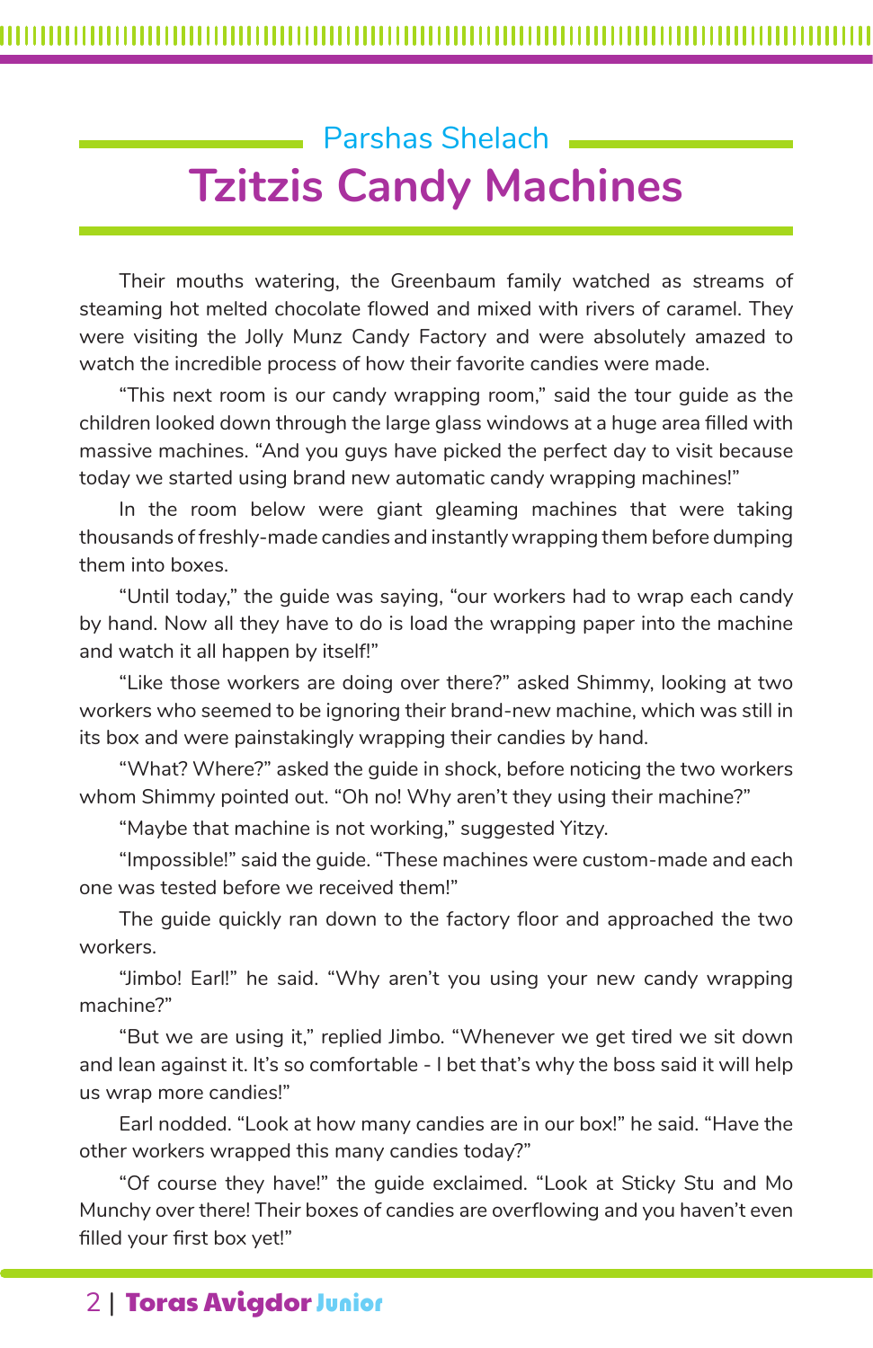## Parshas Shelach

# Tzitzis Candy Machines

Their mouths watering, the Greenbaum family watched as streams of steaming hot melted chocolate flowed and mixed with rivers of caramel. They were visiting the Jolly Munz Candy Factory and were absolutely amazed to watch the incredible process of how their favorite candies were made.

"This next room is our candy wrapping room," said the tour guide as the children looked down through the large glass windows at a huge area filled with massive machines. "And you guys have picked the perfect day to visit because today we started using brand new automatic candy wrapping machines!"

In the room below were giant gleaming machines that were taking thousands of freshly-made candies and instantly wrapping them before dumping them into boxes.

"Until today," the guide was saying, "our workers had to wrap each candy by hand. Now all they have to do is load the wrapping paper into the machine and watch it all happen by itself!"

"Like those workers are doing over there?" asked Shimmy, looking at two workers who seemed to be ignoring their brand-new machine, which was still in its box and were painstakingly wrapping their candies by hand.

"What? Where?" asked the guide in shock, before noticing the two workers whom Shimmy pointed out. "Oh no! Why aren't they using their machine?"

"Maybe that machine is not working," suggested Yitzy.

"Impossible!" said the guide. "These machines were custom-made and each one was tested before we received them!"

The guide quickly ran down to the factory floor and approached the two workers.

"Jimbo! Earl!" he said. "Why aren't you using your new candy wrapping machine?"

"But we are using it," replied Jimbo. "Whenever we get tired we sit down and lean against it. It's so comfortable - I bet that's why the boss said it will help us wrap more candies!"

Earl nodded. "Look at how many candies are in our box!" he said. "Have the other workers wrapped this many candies today?"

"Of course they have!" the guide exclaimed. "Look at Sticky Stu and Mo Munchy over there! Their boxes of candies are overflowing and you haven't even filled your first box yet!"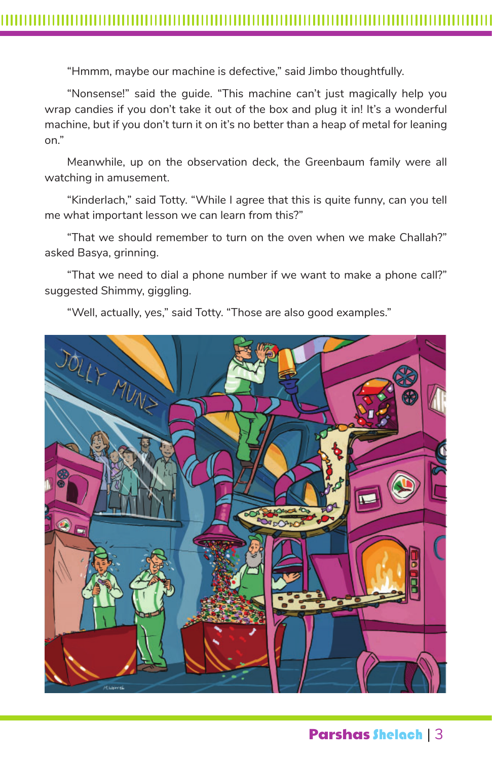"Hmmm, maybe our machine is defective," said Jimbo thoughtfully.

"Nonsense!" said the guide. "This machine can't just magically help you wrap candies if you don't take it out of the box and plug it in! It's a wonderful machine, but if you don't turn it on it's no better than a heap of metal for leaning on."

Meanwhile, up on the observation deck, the Greenbaum family were all watching in amusement.

"Kinderlach," said Totty. "While I agree that this is quite funny, can you tell me what important lesson we can learn from this?"

"That we should remember to turn on the oven when we make Challah?" asked Basya, grinning.

"That we need to dial a phone number if we want to make a phone call?" suggested Shimmy, giggling.

"Well, actually, yes," said Totty. "Those are also good examples."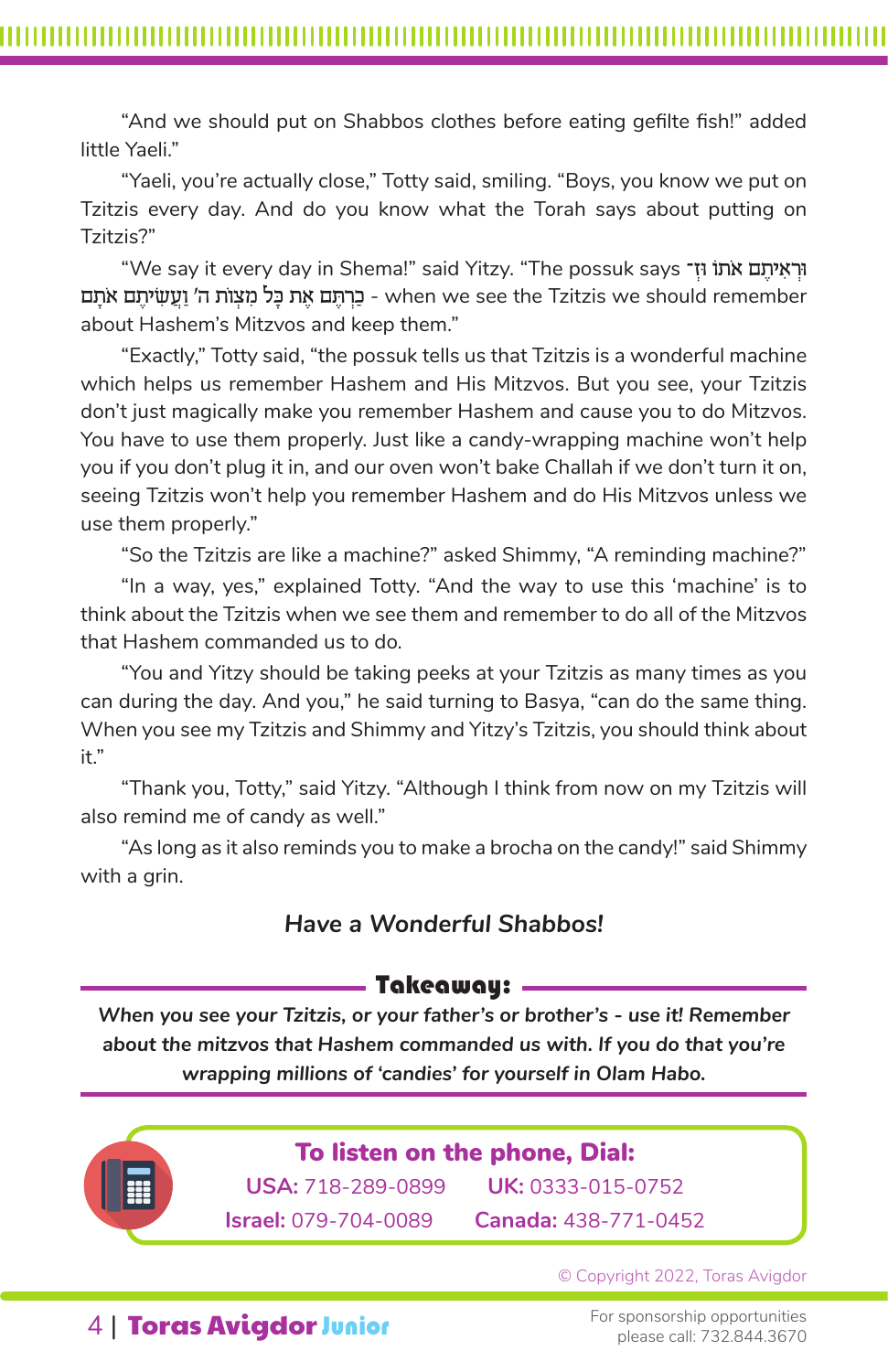"And we should put on Shabbos clothes before eating gefilte fish!" added little Yaeli."

"Yaeli, you're actually close," Totty said, smiling. "Boys, you know we put on Tzitzis every day. And do you know what the Torah says about putting on Tzitzis?"

"We say it every day in Shema!" said Yitzy. "The possuk says וּרְאִיתֶם אֹתוֹ וּזְכַרְתֶּם אֶת כָּל מִצְוֹת ה' וַעֲשִׂיתֶם אֹתָם - when we see the Tzitzis we should remember about Hashem's Mitzvos and keep them."

"Exactly," Totty said, "the possuk tells us that Tzitzis is a wonderful machine which helps us remember Hashem and His Mitzvos. But you see, your Tzitzis don't just magically make you remember Hashem and cause you to do Mitzvos. You have to use them properly. Just like a candy-wrapping machine won't help you if you don't plug it in, and our oven won't bake Challah if we don't turn it on, seeing Tzitzis won't help you remember Hashem and do His Mitzvos unless we use them properly."

"So the Tzitzis are like a machine?" asked Shimmy, "A reminding machine?"

"In a way, yes," explained Totty. "And the way to use this 'machine' is to think about the Tzitzis when we see them and remember to do all of the Mitzvos that Hashem commanded us to do.

"You and Yitzy should be taking peeks at your Tzitzis as many times as you can during the day. And you," he said turning to Basya, "can do the same thing. When you see my Tzitzis and Shimmy and Yitzy's Tzitzis, you should think about it."

"Thank you, Totty," said Yitzy. "Although I think from now on my Tzitzis will also remind me of candy as well."

"As long as it also reminds you to make a brocha on the candy!" said Shimmy with a grin.

***Have a Wonderful Shabbos!***

## Takeaway:

***When you see your Tzitzis, or your father's or brother's - use it! Remember about the mitzvos that Hashem commanded us with. If you do that you're wrapping millions of 'candies' for yourself in Olam Habo.***

**To listen on the phone, Dial:**

**USA:** 718-289-0899 **UK:** 0333-015-0752

**Israel:** 079-704-0089 **Canada:** 438-771-0452

© Copyright 2022, Toras Avigdor

For sponsorship opportunities please call: 732.844.3670